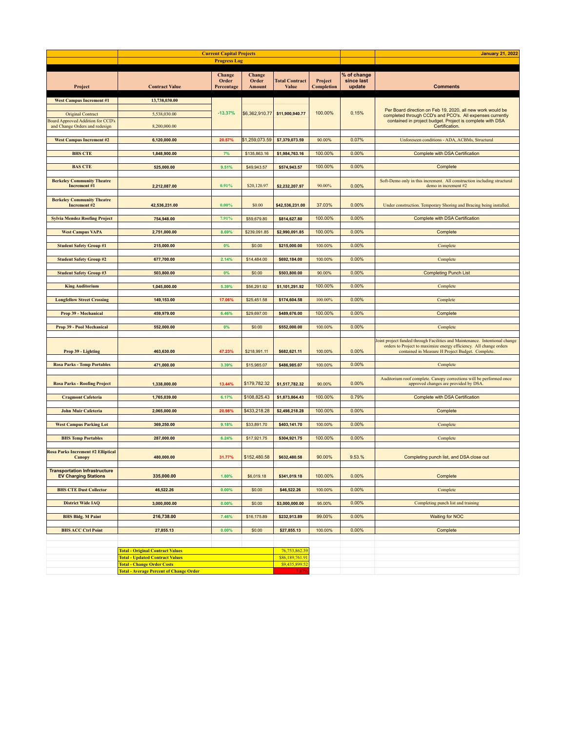| Project | Contract Value | Change Order Percentage | Change Order Amount | Total Contract Value | Project Completion | % of change since last update | Comments |
|---|---|---|---|---|---|---|---|
| | **Current Capital Projects** | | | | | | **January 21, 2022** |
| | **Progress Log** | | | | | | |
| **West Campus Increment #1** | **13,738,030.00** | -13.37% | $6,362,910.77 | **$11,900,940.77** | 100.00% | 0.15% | Per Board direction on Feb 19, 2020, all new work would be completed through CCD's and PCO's. All expenses currently contained in project budget. Project is complete with DSA Certification. |
| Original Contract | 5,538,030.00 | | | | | | |
| Board Approved Addition for CCD's and Change Orders and redesign | 8,200,000.00 | | | | | | |
| **West Campus Increment #2** | **6,120,000.00** | 20.57% | $1,259,073.59 | **$7,379,073.59** | 90.00% | 0.07% | Unforeseen conditions - ADA, ACBMs, Structural |
| **BHS CTE** | **1,848,900.00** | 7% | $135,863.16 | **$1,984,763.16** | 100.00% | 0.00% | Complete with DSA Certification |
| **BAS CTE** | **525,000.00** | 9.51% | $49,943.57 | **$574,943.57** | 100.00% | 0.00% | Complete |
| **Berkeley Community Theatre Increment #1** | **2,212,087.00** | 0.91% | $20,120.97 | **$2,232,207.97** | 90.00% | 0.00% | Soft-Demo only in this increment. All construction including structural demo in increment #2 |
| **Berkeley Community Theatre Increment #2** | **42,536,231.00** | 0.00% | $0.00 | **$42,536,231.00** | 37.03% | 0.00% | Under construction. Temporary Shoring and Bracing being installed. |
| **Sylvia Mendez Roofing Project** | **754,948.00** | 7.91% | $59,679.80 | **$814,627.80** | 100.00% | 0.00% | Complete with DSA Certification |
| **West Campus VAPA** | **2,751,000.00** | 8.69% | $239,091.85 | **$2,990,091.85** | 100.00% | 0.00% | Complete |
| **Student Safety Group #1** | **215,000.00** | 0% | $0.00 | **$215,000.00** | 100.00% | 0.00% | Complete |
| **Student Safety Group #2** | **677,700.00** | 2.14% | $14,484.00 | **$692,184.00** | 100.00% | 0.00% | Complete |
| **Student Safety Group #3** | **503,800.00** | 0% | $0.00 | **$503,800.00** | 90.00% | 0.00% | Completing Punch List |
| **King Auditorium** | **1,045,000.00** | 5.39% | $56,291.92 | **$1,101,291.92** | 100.00% | 0.00% | Complete |
| **Longfellow Street Crossing** | **149,153.00** | 17.06% | $25,451.58 | **$174,604.58** | 100.00% | 0.00% | Complete |
| **Prop 39 - Mechanical** | **459,979.00** | 6.46% | $29,697.00 | **$489,676.00** | 100.00% | 0.00% | Complete |
| **Prop 39 - Pool Mechanical** | **552,000.00** | 0% | $0.00 | **$552,000.00** | 100.00% | 0.00% | Complete |
| **Prop 39 - Lighting** | **463,630.00** | 47.23% | $218,991.11 | **$682,621.11** | 100.00% | 0.00% | Joint project funded through Facilities and Maintenance. Intentional change orders to Project to maximize energy efficiency. All change orders contained in Measure H Project Budget. Complete. |
| **Rosa Parks - Temp Portables** | **471,000.00** | 3.39% | $15,985.07 | **$486,985.07** | 100.00% | 0.00% | Complete |
| **Rosa Parks - Roofing Project** | **1,338,000.00** | 13.44% | $179,782.32 | **$1,517,782.32** | 90.00% | 0.00% | Auditorium roof complete. Canopy corrections will be performed once approved changes are provided by DSA. |
| **Cragmont Cafeteria** | **1,765,039.00** | 6.17% | $108,825.43 | **$1,873,864.43** | 100.00% | 0.79% | Complete with DSA Certification |
| **John Muir Cafeteria** | **2,065,000.00** | 20.98% | $433,218.28 | **$2,498,218.28** | 100.00% | 0.00% | Complete |
| **West Campus Parking Lot** | **369,250.00** | 9.18% | $33,891.70 | **$403,141.70** | 100.00% | 0.00% | Complete |
| **BHS Temp Portables** | **287,000.00** | 6.24% | $17,921.75 | **$304,921.75** | 100.00% | 0.00% | Complete |
| **Rosa Parks Increment #2 Elliptical Canopy** | **480,000.00** | 31.77% | $152,480.58 | **$632,480.58** | 90.00% | 9.53.% | Completing punch list, and DSA close out |
| **Transportation Infrastructure EV Charging Stations** | **335,000.00** | 1.80% | $6,019.18 | **$341,019.18** | 100.00% | 0.00% | Complete |
| **BHS CTE Dust Collector** | **46,522.26** | 0.00% | $0.00 | **$46,522.26** | 100.00% | 0.00% | Complete |
| **District Wide IAQ** | **3,000,000.00** | 0.00% | $0.00 | **$3,000,000.00** | 95.00% | 0.00% | Completing punch list and training |
| **BHS Bldg. M Paint** | **216,738.00** | 7.46% | $16,175.89 | **$232,913.89** | 99.00% | 0.00% | Waiting for NOC |
| **BHS ACC Ctrl Point** | **27,855.13** | 0.00% | $0.00 | **$27,855.13** | 100.00% | 0.00% | Complete |
| | **Total - Original Contract Values** | | | 76,753,862.39 | | | |
| | **Total - Updated Contract Values** | | | $86,189,761.91 | | | |
| | **Total - Change Order Costs** | | | $9,435,899.52 | | | |
| | **Total - Average Percent of Change Order** | | | 7.67% | | | |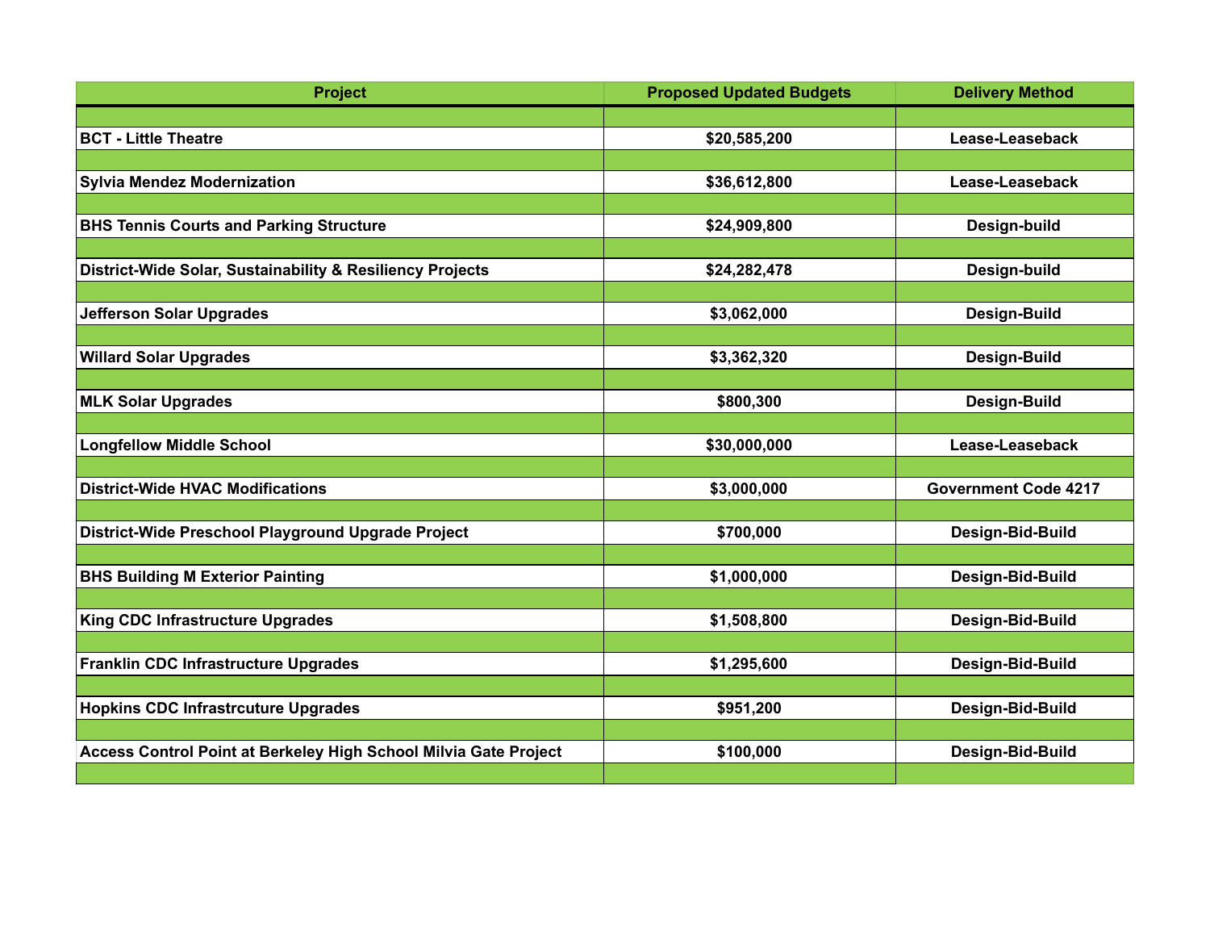| Project | Proposed Updated Budgets | Delivery Method |
| --- | --- | --- |
| **BCT - Little Theatre** | **$20,585,200** | **Lease-Leaseback** |
| **Sylvia Mendez Modernization** | **$36,612,800** | **Lease-Leaseback** |
| **BHS Tennis Courts and Parking Structure** | **$24,909,800** | **Design-build** |
| **District-Wide Solar, Sustainability & Resiliency Projects** | **$24,282,478** | **Design-build** |
| **Jefferson Solar Upgrades** | **$3,062,000** | **Design-Build** |
| **Willard Solar Upgrades** | **$3,362,320** | **Design-Build** |
| **MLK Solar Upgrades** | **$800,300** | **Design-Build** |
| **Longfellow Middle School** | **$30,000,000** | **Lease-Leaseback** |
| **District-Wide HVAC Modifications** | **$3,000,000** | **Government Code 4217** |
| **District-Wide Preschool Playground Upgrade Project** | **$700,000** | **Design-Bid-Build** |
| **BHS Building M Exterior Painting** | **$1,000,000** | **Design-Bid-Build** |
| **King CDC Infrastructure Upgrades** | **$1,508,800** | **Design-Bid-Build** |
| **Franklin CDC Infrastructure Upgrades** | **$1,295,600** | **Design-Bid-Build** |
| **Hopkins CDC Infrastrcuture Upgrades** | **$951,200** | **Design-Bid-Build** |
| **Access Control Point at Berkeley High School Milvia Gate Project** | **$100,000** | **Design-Bid-Build** |